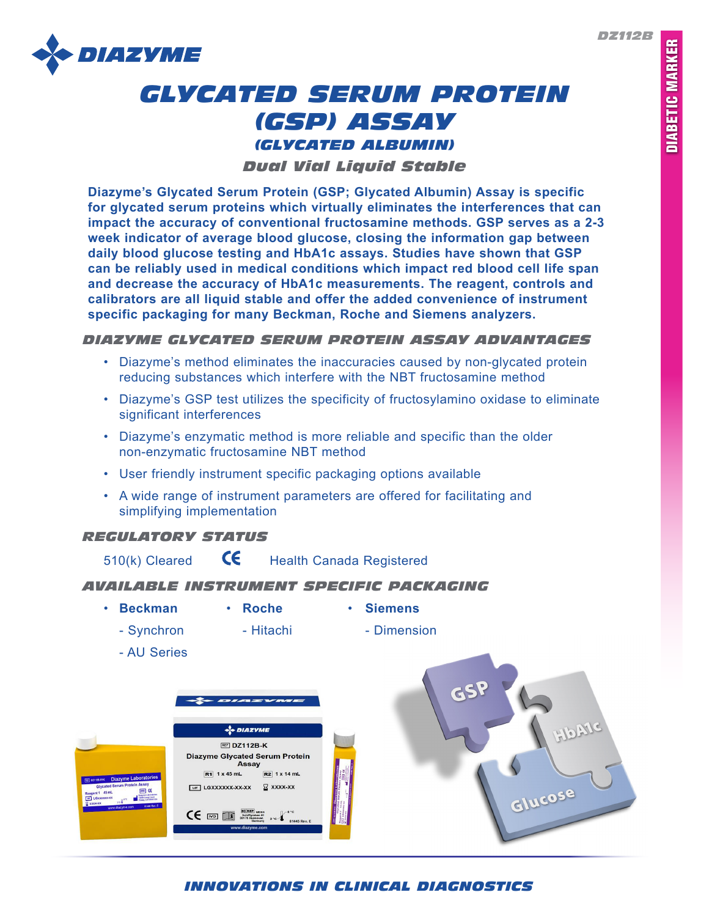DZ112B

DIABETIC MARKER

# GLYCATED SERUM PROTEIN (GSP) ASSAY

## (GLYCATED ALBUMIN)

### Dual Vial Liquid Stable

**Diazyme's Glycated Serum Protein (GSP; Glycated Albumin) Assay is specific for glycated serum proteins which virtually eliminates the interferences that can impact the accuracy of conventional fructosamine methods. GSP serves as a 2-3 week indicator of average blood glucose, closing the information gap between daily blood glucose testing and HbA1c assays. Studies have shown that GSP can be reliably used in medical conditions which impact red blood cell life span and decrease the accuracy of HbA1c measurements. The reagent, controls and calibrators are all liquid stable and offer the added convenience of instrument specific packaging for many Beckman, Roche and Siemens analyzers.**

## DIAZYME GLYCATED SERUM PROTEIN ASSAY ADVANTAGES

- Diazyme's method eliminates the inaccuracies caused by non-glycated protein reducing substances which interfere with the NBT fructosamine method
- Diazyme's GSP test utilizes the specificity of fructosylamino oxidase to eliminate significant interferences
- Diazyme's enzymatic method is more reliable and specific than the older non-enzymatic fructosamine NBT method
- User friendly instrument specific packaging options available
- A wide range of instrument parameters are offered for facilitating and simplifying implementation

## REGULATORY STATUS

510(k) Cleared CE Health Canada Registered

## AVAILABLE INSTRUMENT SPECIFIC PACKAGING

- **Beckman**
  - Synchron
  - AU Series
- **Roche**
  - Hitachi
- **Siemens**
  - Dimension

INNOVATIONS IN CLINICAL DIAGNOSTICS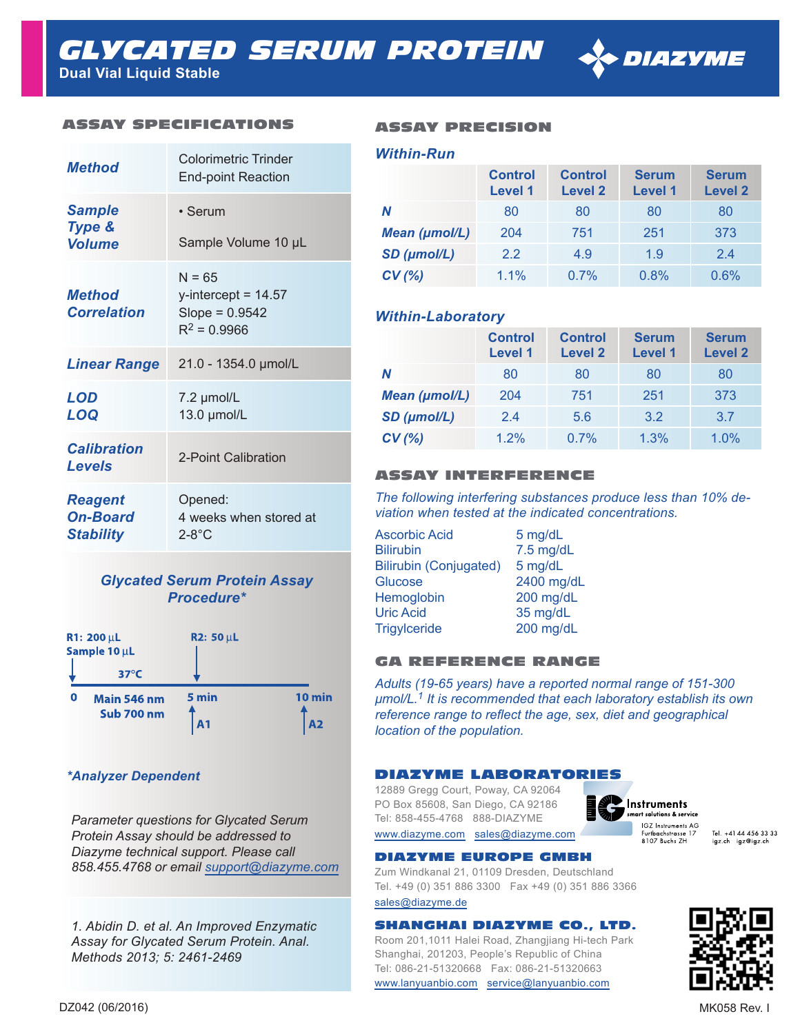# GLYCATED SERUM PROTEIN

**Dual Vial Liquid Stable**

DIAZYME

## ASSAY SPECIFICATIONS

| | |
|---|---|
| ***Method*** | Colorimetric Trinder End-point Reaction |
| ***Sample Type & Volume*** | • Serum<br>Sample Volume 10 µL |
| ***Method Correlation*** | N = 65<br>y-intercept = 14.57<br>Slope = 0.9542<br>$R^2$ = 0.9966 |
| ***Linear Range*** | 21.0 - 1354.0 µmol/L |
| ***LOD***<br>***LOQ*** | 7.2 µmol/L<br>13.0 µmol/L |
| ***Calibration Levels*** | 2-Point Calibration |
| ***Reagent On-Board Stability*** | Opened:<br>4 weeks when stored at 2-8°C |

### *Glycated Serum Protein Assay Procedure**

R1: 200 µL
Sample 10 µL
37°C
R2: 50 µL
0
Main 546 nm
Sub 700 nm
5 min
A1
10 min
A2

**Analyzer Dependent*

*Parameter questions for Glycated Serum Protein Assay should be addressed to Diazyme technical support. Please call 858.455.4768 or email support@diazyme.com*

*1. Abidin D. et al. An Improved Enzymatic Assay for Glycated Serum Protein. Anal. Methods 2013; 5: 2461-2469*

## ASSAY PRECISION

### *Within-Run*

| | Control Level 1 | Control Level 2 | Serum Level 1 | Serum Level 2 |
|---|---|---|---|---|
| ***N*** | 80 | 80 | 80 | 80 |
| ***Mean (µmol/L)*** | 204 | 751 | 251 | 373 |
| ***SD (µmol/L)*** | 2.2 | 4.9 | 1.9 | 2.4 |
| ***CV (%)*** | 1.1% | 0.7% | 0.8% | 0.6% |

### *Within-Laboratory*

| | Control Level 1 | Control Level 2 | Serum Level 1 | Serum Level 2 |
|---|---|---|---|---|
| ***N*** | 80 | 80 | 80 | 80 |
| ***Mean (µmol/L)*** | 204 | 751 | 251 | 373 |
| ***SD (µmol/L)*** | 2.4 | 5.6 | 3.2 | 3.7 |
| ***CV (%)*** | 1.2% | 0.7% | 1.3% | 1.0% |

## ASSAY INTERFERENCE

*The following interfering substances produce less than 10% deviation when tested at the indicated concentrations.*

| | |
|---|---|
| Ascorbic Acid | 5 mg/dL |
| Bilirubin | 7.5 mg/dL |
| Bilirubin (Conjugated) | 5 mg/dL |
| Glucose | 2400 mg/dL |
| Hemoglobin | 200 mg/dL |
| Uric Acid | 35 mg/dL |
| Trigylceride | 200 mg/dL |

## GA REFERENCE RANGE

*Adults (19-65 years) have a reported normal range of 151-300 µmol/L.[1] It is recommended that each laboratory establish its own reference range to reflect the age, sex, diet and geographical location of the population.*

### DIAZYME LABORATORIES

12889 Gregg Court, Poway, CA 92064
PO Box 85608, San Diego, CA 92186
Tel: 858-455-4768 888-DIAZYME
www.diazyme.com sales@diazyme.com

IG Instruments smart solutions & service
IGZ Instruments AG
Furtbachstrasse 17
8107 Buchs ZH
Tel. +41 44 456 33 33
igz.ch igz@igz.ch

### DIAZYME EUROPE GMBH

Zum Windkanal 21, 01109 Dresden, Deutschland
Tel. +49 (0) 351 886 3300 Fax +49 (0) 351 886 3366
sales@diazyme.de

### SHANGHAI DIAZYME CO., LTD.

Room 201,1011 Halei Road, Zhangjiang Hi-tech Park
Shanghai, 201203, People's Republic of China
Tel: 086-21-51320668 Fax: 086-21-51320663
www.lanyuanbio.com service@lanyuanbio.com

DZ042 (06/2016)

MK058 Rev. I